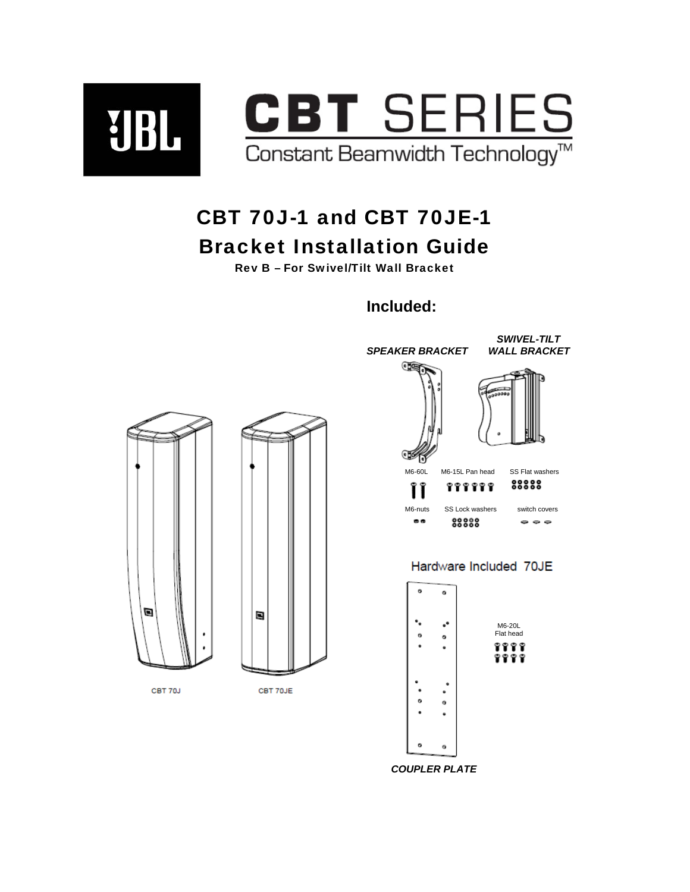# CBT SERIES

Constant Beamwidth Technology™

## CBT 70J-1 and CBT 70JE-1

## Bracket Installation Guide

**Rev B – For Swivel/Tilt Wall Bracket**

### Included:

*SPEAKER BRACKET*

*SWIVEL-TILT WALL BRACKET*

M6-60L

M6-15L Pan head

SS Flat washers

M6-nuts

SS Lock washers

switch covers

Hardware Included 70JE

M6-20L Flat head

*COUPLER PLATE*

CBT 70J

CBT 70JE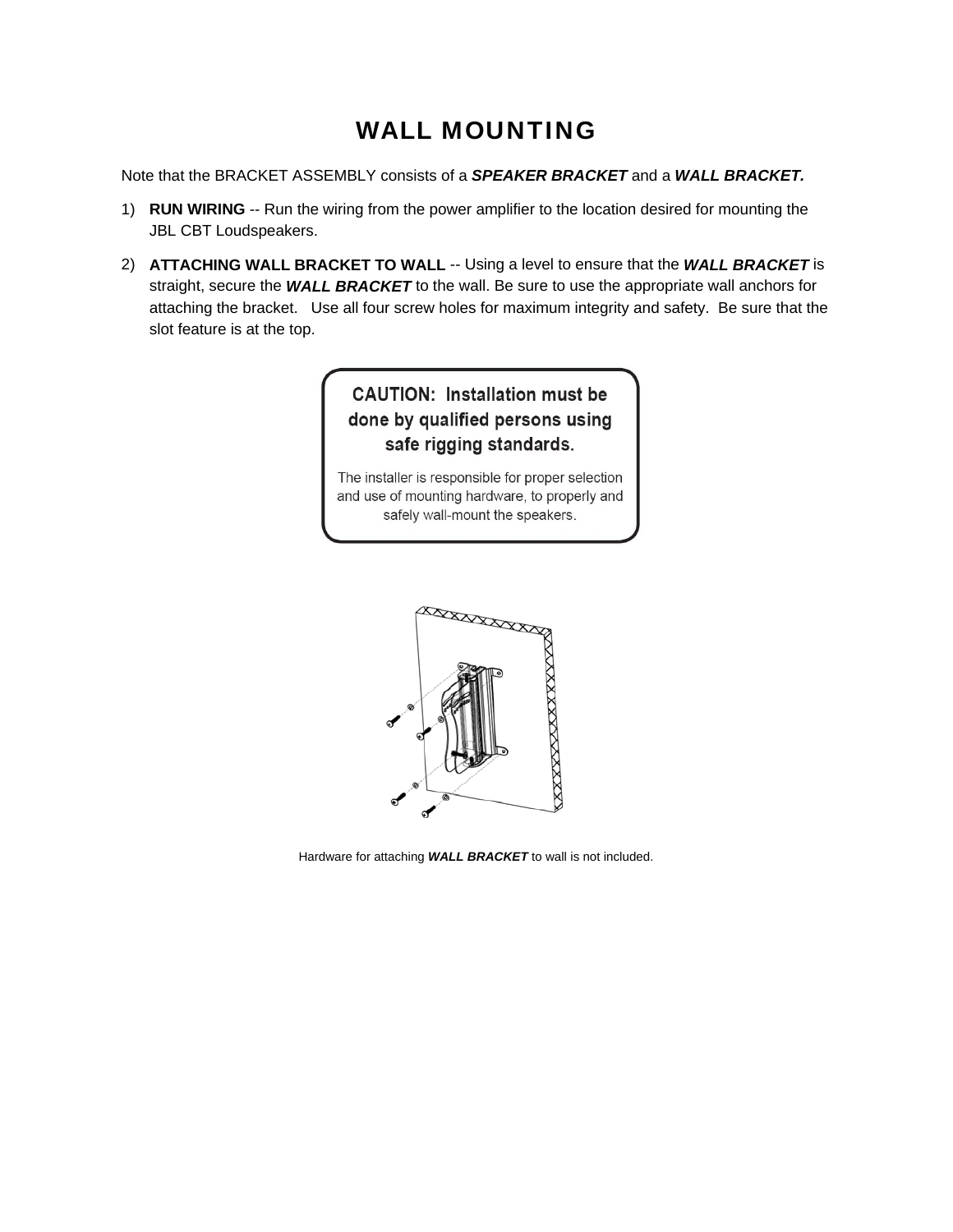# WALL MOUNTING

Note that the BRACKET ASSEMBLY consists of a ***SPEAKER BRACKET*** and a ***WALL BRACKET.***

1) **RUN WIRING** -- Run the wiring from the power amplifier to the location desired for mounting the JBL CBT Loudspeakers.

2) **ATTACHING WALL BRACKET TO WALL** -- Using a level to ensure that the ***WALL BRACKET*** is straight, secure the ***WALL BRACKET*** to the wall. Be sure to use the appropriate wall anchors for attaching the bracket. Use all four screw holes for maximum integrity and safety. Be sure that the slot feature is at the top.

**CAUTION: Installation must be done by qualified persons using safe rigging standards.**

The installer is responsible for proper selection and use of mounting hardware, to properly and safely wall-mount the speakers.

Hardware for attaching ***WALL BRACKET*** to wall is not included.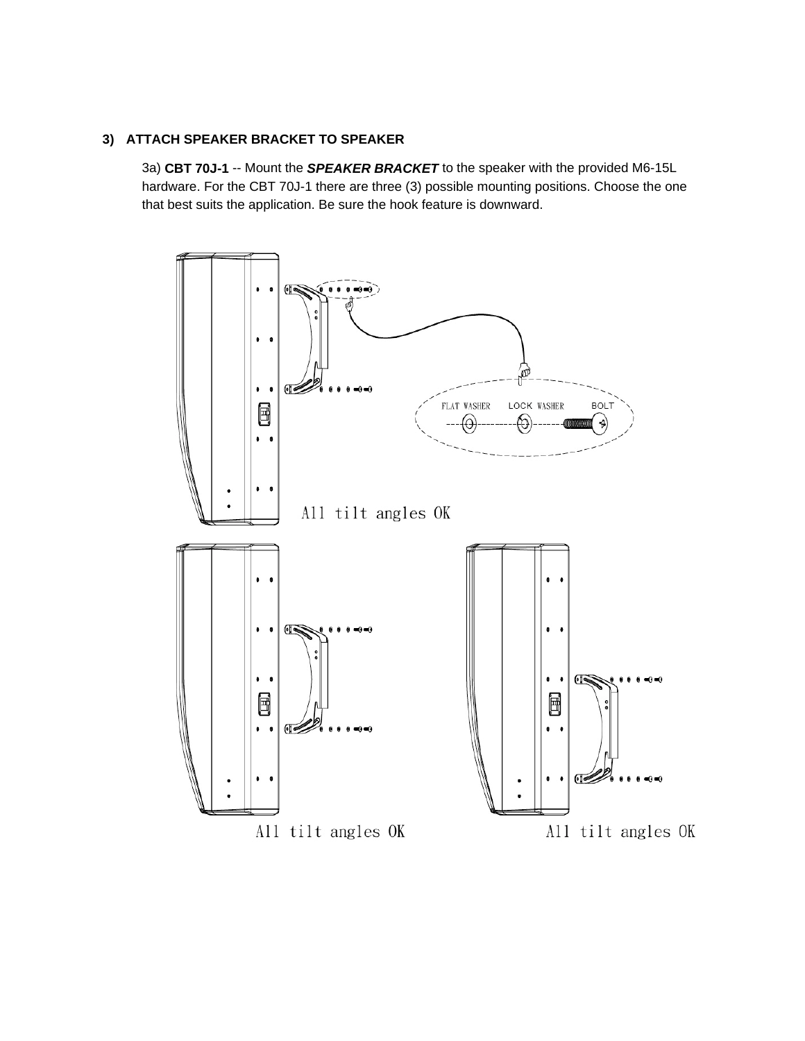### 3) ATTACH SPEAKER BRACKET TO SPEAKER

3a) **CBT 70J-1** -- Mount the ***SPEAKER BRACKET*** to the speaker with the provided M6-15L hardware. For the CBT 70J-1 there are three (3) possible mounting positions. Choose the one that best suits the application. Be sure the hook feature is downward.

FLAT WASHER LOCK WASHER BOLT

All tilt angles OK

All tilt angles OK

All tilt angles OK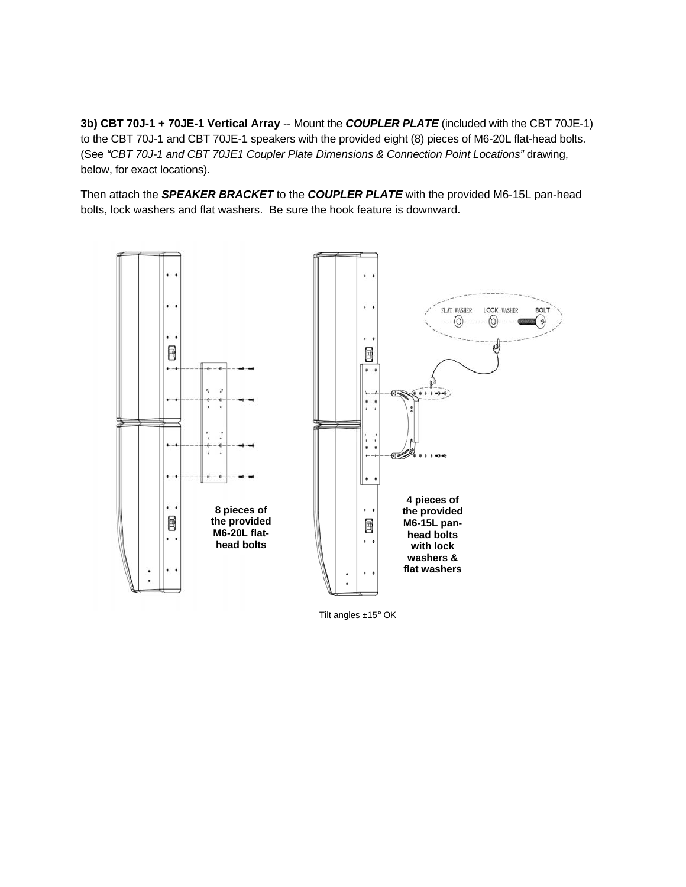**3b) CBT 70J-1 + 70JE-1 Vertical Array** -- Mount the ***COUPLER PLATE*** (included with the CBT 70JE-1) to the CBT 70J-1 and CBT 70JE-1 speakers with the provided eight (8) pieces of M6-20L flat-head bolts. (See *"CBT 70J-1 and CBT 70JE1 Coupler Plate Dimensions & Connection Point Locations"* drawing, below, for exact locations).

Then attach the ***SPEAKER BRACKET*** to the ***COUPLER PLATE*** with the provided M6-15L pan-head bolts, lock washers and flat washers. Be sure the hook feature is downward.

FLAT WASHER
LOCK WASHER
BOLT

**8 pieces of the provided M6-20L flat-head bolts**

**4 pieces of the provided M6-15L pan-head bolts with lock washers & flat washers**

Tilt angles ±15° OK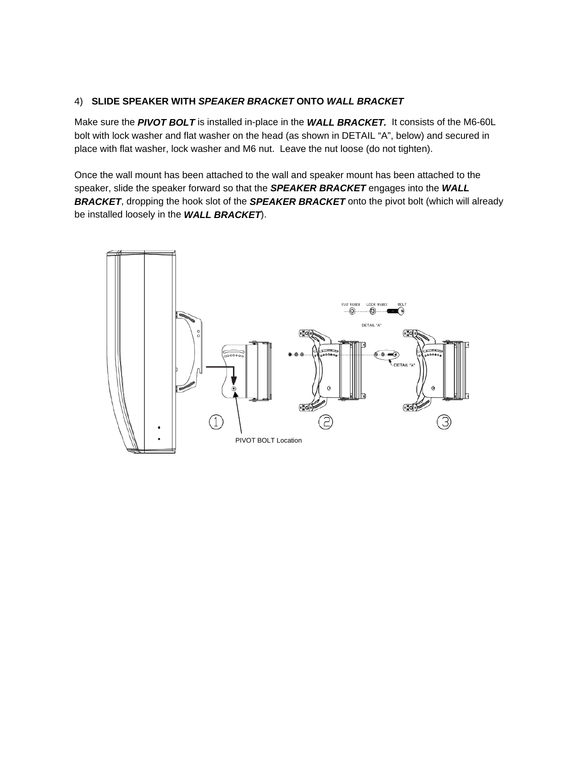4) **SLIDE SPEAKER WITH *SPEAKER BRACKET* ONTO *WALL BRACKET***

Make sure the ***PIVOT BOLT*** is installed in-place in the ***WALL BRACKET.*** It consists of the M6-60L bolt with lock washer and flat washer on the head (as shown in DETAIL “A”, below) and secured in place with flat washer, lock washer and M6 nut. Leave the nut loose (do not tighten).

Once the wall mount has been attached to the wall and speaker mount has been attached to the speaker, slide the speaker forward so that the ***SPEAKER BRACKET*** engages into the ***WALL BRACKET***, dropping the hook slot of the ***SPEAKER BRACKET*** onto the pivot bolt (which will already be installed loosely in the ***WALL BRACKET***).

FLAT WASHER LOCK WASHER BOLT

DETAIL "A"

DETAIL "A"

① ② ③

PIVOT BOLT Location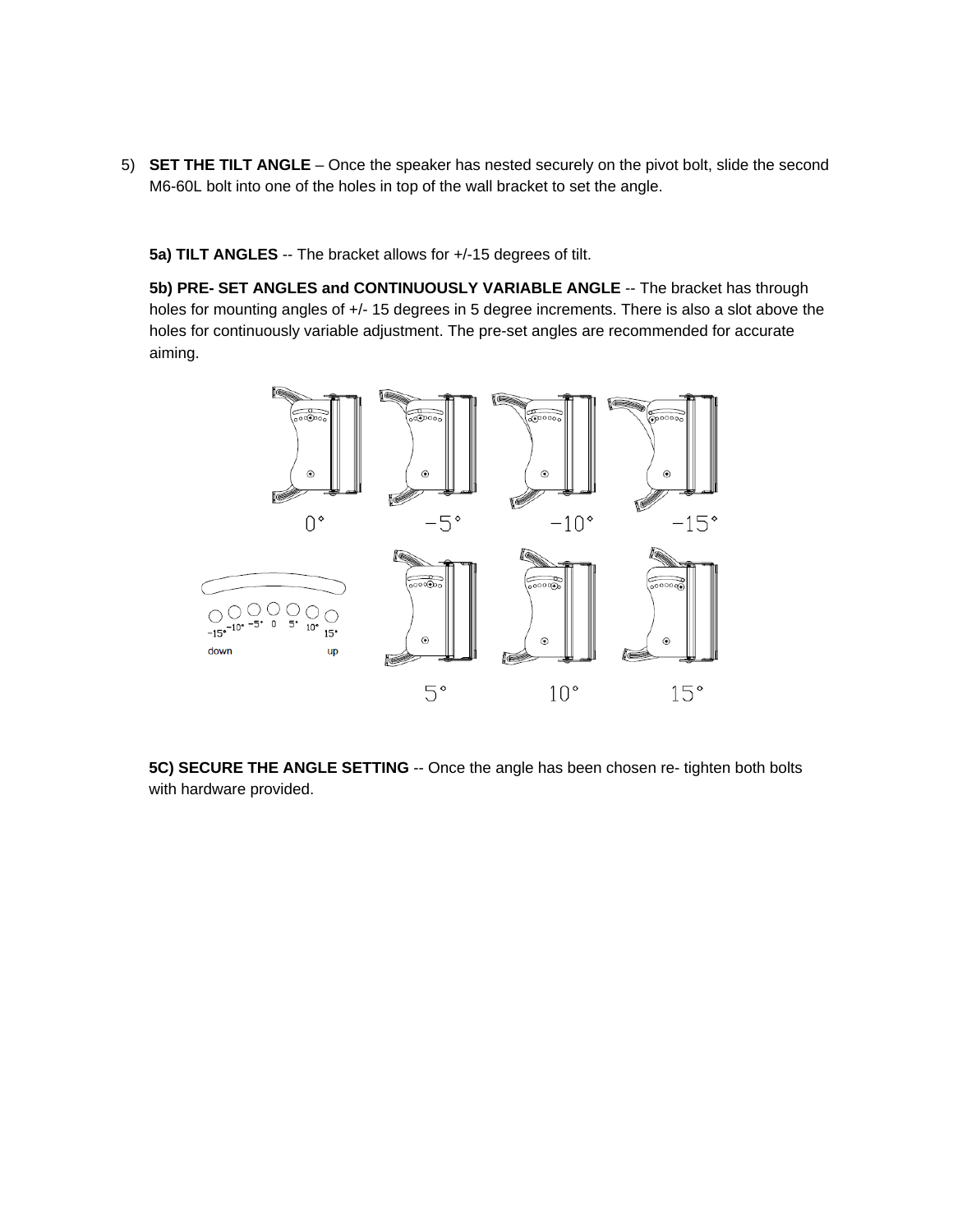5) **SET THE TILT ANGLE** – Once the speaker has nested securely on the pivot bolt, slide the second M6-60L bolt into one of the holes in top of the wall bracket to set the angle.

**5a) TILT ANGLES** -- The bracket allows for +/-15 degrees of tilt.

**5b) PRE- SET ANGLES and CONTINUOUSLY VARIABLE ANGLE** -- The bracket has through holes for mounting angles of +/- 15 degrees in 5 degree increments. There is also a slot above the holes for continuously variable adjustment. The pre-set angles are recommended for accurate aiming.

0°

−5°

−10°

−15°

−15° −10° −5° 0 5° 10° 15°

down

up

5°

10°

15°

**5C) SECURE THE ANGLE SETTING** -- Once the angle has been chosen re- tighten both bolts with hardware provided.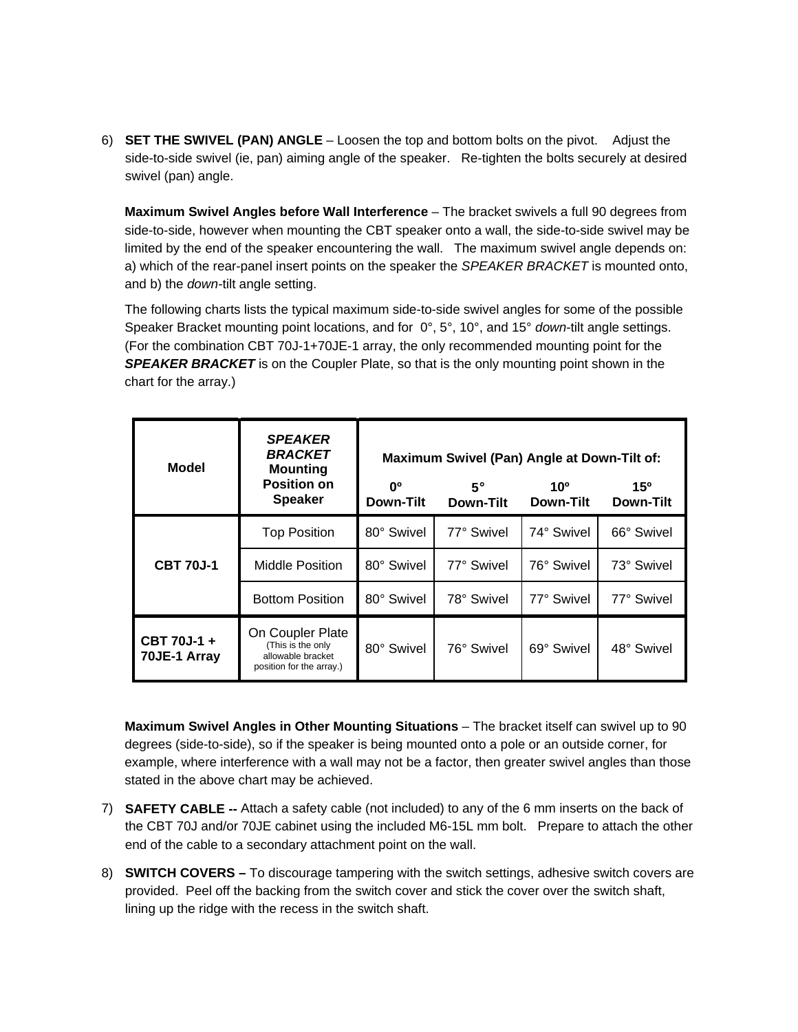6) **SET THE SWIVEL (PAN) ANGLE** – Loosen the top and bottom bolts on the pivot. Adjust the side-to-side swivel (ie, pan) aiming angle of the speaker. Re-tighten the bolts securely at desired swivel (pan) angle.

   **Maximum Swivel Angles before Wall Interference** – The bracket swivels a full 90 degrees from side-to-side, however when mounting the CBT speaker onto a wall, the side-to-side swivel may be limited by the end of the speaker encountering the wall. The maximum swivel angle depends on: a) which of the rear-panel insert points on the speaker the *SPEAKER BRACKET* is mounted onto, and b) the *down*-tilt angle setting.

   The following charts lists the typical maximum side-to-side swivel angles for some of the possible Speaker Bracket mounting point locations, and for 0°, 5°, 10°, and 15° *down*-tilt angle settings. (For the combination CBT 70J-1+70JE-1 array, the only recommended mounting point for the ***SPEAKER BRACKET*** is on the Coupler Plate, so that is the only mounting point shown in the chart for the array.)

| Model | ***SPEAKER BRACKET*** **Mounting Position on Speaker** | **Maximum Swivel (Pan) Angle at Down-Tilt of:** | | | |
|---|---|---|---|---|---|
| | | **0º Down-Tilt** | **5° Down-Tilt** | **10º Down-Tilt** | **15º Down-Tilt** |
| **CBT 70J-1** | Top Position | 80° Swivel | 77° Swivel | 74° Swivel | 66° Swivel |
| | Middle Position | 80° Swivel | 77° Swivel | 76° Swivel | 73° Swivel |
| | Bottom Position | 80° Swivel | 78° Swivel | 77° Swivel | 77° Swivel |
| **CBT 70J-1 + 70JE-1 Array** | On Coupler Plate (This is the only allowable bracket position for the array.) | 80° Swivel | 76° Swivel | 69° Swivel | 48° Swivel |

   **Maximum Swivel Angles in Other Mounting Situations** – The bracket itself can swivel up to 90 degrees (side-to-side), so if the speaker is being mounted onto a pole or an outside corner, for example, where interference with a wall may not be a factor, then greater swivel angles than those stated in the above chart may be achieved.

7) **SAFETY CABLE --** Attach a safety cable (not included) to any of the 6 mm inserts on the back of the CBT 70J and/or 70JE cabinet using the included M6-15L mm bolt. Prepare to attach the other end of the cable to a secondary attachment point on the wall.

8) **SWITCH COVERS –** To discourage tampering with the switch settings, adhesive switch covers are provided. Peel off the backing from the switch cover and stick the cover over the switch shaft, lining up the ridge with the recess in the switch shaft.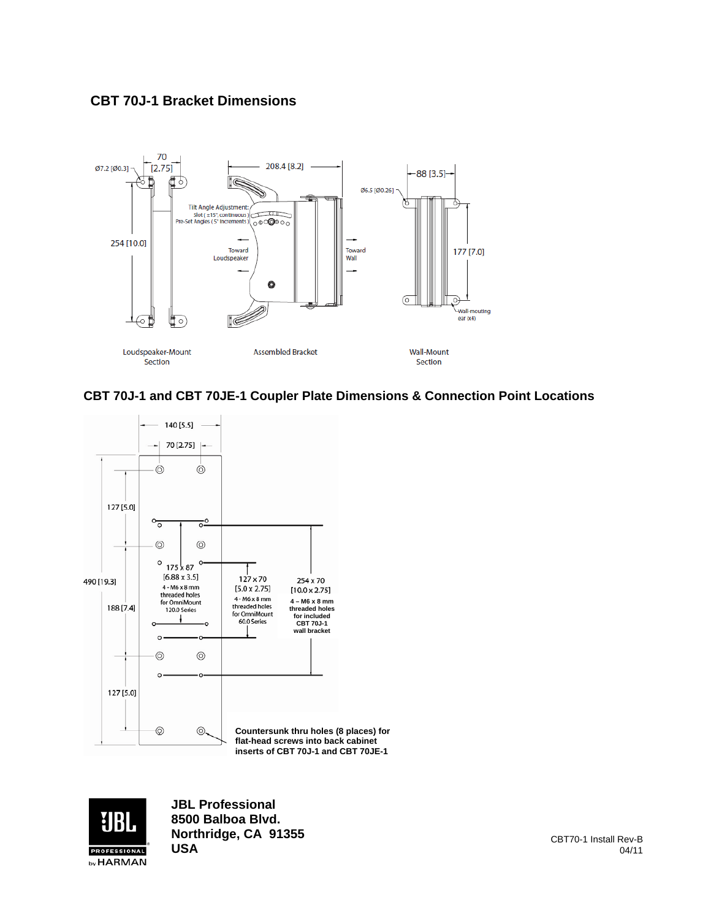## CBT 70J-1 Bracket Dimensions

Ø7.2 [Ø0.3]

70
[2.75]

254 [10.0]

208.4 [8.2]

Tilt Angle Adjustment:
Slot ( ±15°, continuous )
Pre-Set Angles ( 5° Increments )

Toward
Loudspeaker

Toward
Wall

Ø6.5 [Ø0.26]

88 [3.5]

177 [7.0]

Wall-mouting
ear (x4)

Loudspeaker-Mount
Section

Assembled Bracket

Wall-Mount
Section

## CBT 70J-1 and CBT 70JE-1 Coupler Plate Dimensions & Connection Point Locations

140 [5.5]

70 [2.75]

127 [5.0]

490 [19.3]

188 [7.4]

127 [5.0]

175 x 87
[6.88 x 3.5]
4 - M6 x 8 mm
threaded holes
for OmniMount
120.0 Series

127 x 70
[5.0 x 2.75]
4 - M6 x 8 mm
threaded holes
for OmniMount
60.0 Series

254 x 70
[10.0 x 2.75]
**4 – M6 x 8 mm**
**threaded holes**
**for included**
**CBT 70J-1**
**wall bracket**

**Countersunk thru holes (8 places) for flat-head screws into back cabinet inserts of CBT 70J-1 and CBT 70JE-1**

JBL PROFESSIONAL by HARMAN

**JBL Professional**
**8500 Balboa Blvd.**
**Northridge, CA 91355**
**USA**

CBT70-1 Install Rev-B
04/11